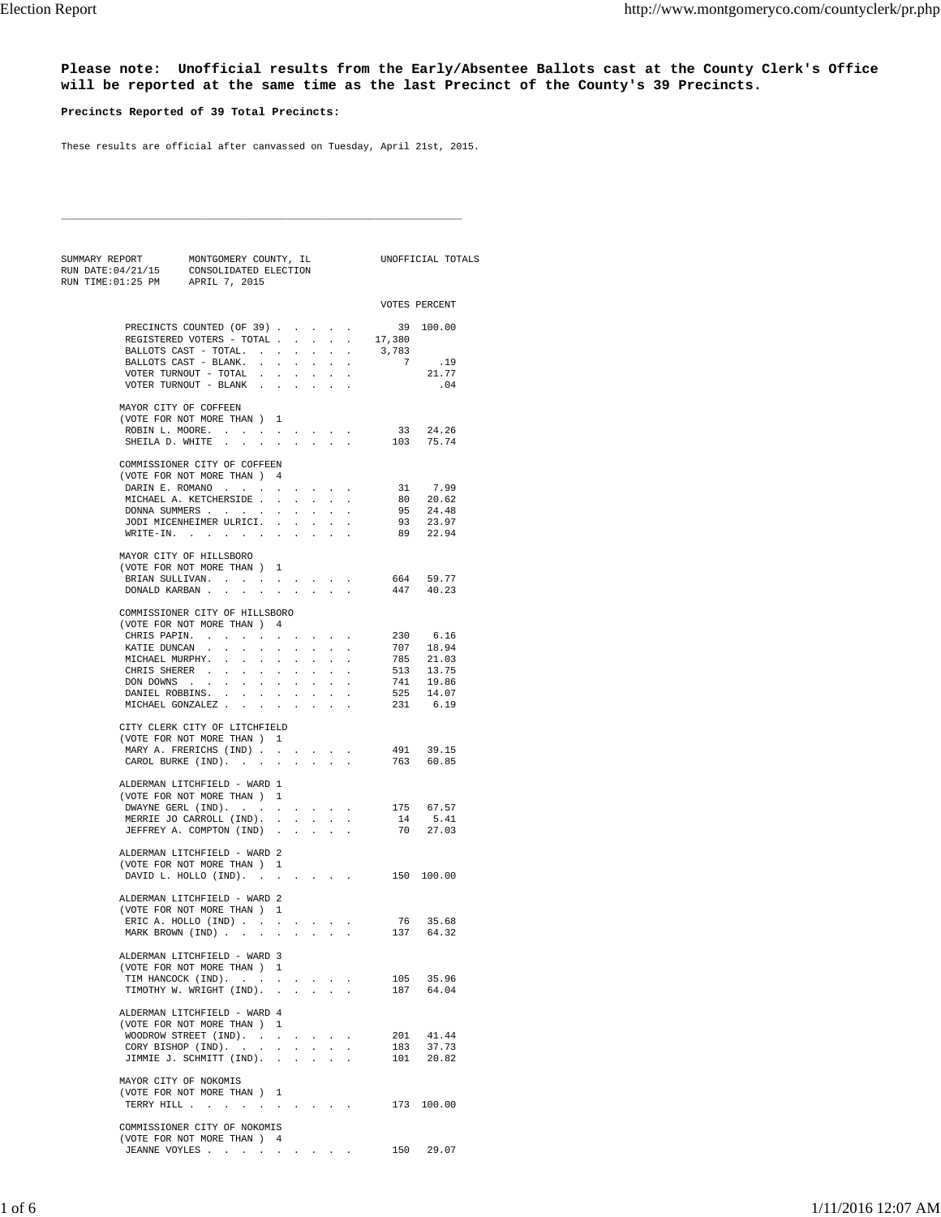**Please note: Unofficial results from the Early/Absentee Ballots cast at the County Clerk's Office will be reported at the same time as the last Precinct of the County's 39 Precincts.**

**Precincts Reported of 39 Total Precincts:**

These results are official after canvassed on Tuesday, April 21st, 2015.

---

```
SUMMARY REPORT       MONTGOMERY COUNTY, IL            UNOFFICIAL TOTALS
RUN DATE:04/21/15    CONSOLIDATED ELECTION
RUN TIME:01:25 PM    APRIL 7, 2015

                                                    VOTES PERCENT

          PRECINCTS COUNTED (OF 39) . . . . .          39  100.00
          REGISTERED VOTERS - TOTAL . . . . .      17,380
          BALLOTS CAST - TOTAL. . . . . . .         3,783
          BALLOTS CAST - BLANK. . . . . . .             7     .19
          VOTER TURNOUT - TOTAL . . . . . .                 21.77
          VOTER TURNOUT - BLANK . . . . . .                   .04

         MAYOR CITY OF COFFEEN
         (VOTE FOR NOT MORE THAN ) 1
          ROBIN L. MOORE. . . . . . . . .              33   24.26
          SHEILA D. WHITE . . . . . . . .             103   75.74

         COMMISSIONER CITY OF COFFEEN
         (VOTE FOR NOT MORE THAN ) 4
          DARIN E. ROMANO . . . . . . . .              31    7.99
          MICHAEL A. KETCHERSIDE . . . . .             80   20.62
          DONNA SUMMERS . . . . . . . . .              95   24.48
          JODI MICENHEIMER ULRICI. . . . .             93   23.97
          WRITE-IN. . . . . . . . . . .                89   22.94

         MAYOR CITY OF HILLSBORO
         (VOTE FOR NOT MORE THAN ) 1
          BRIAN SULLIVAN. . . . . . . . .             664   59.77
          DONALD KARBAN . . . . . . . . .             447   40.23

         COMMISSIONER CITY OF HILLSBORO
         (VOTE FOR NOT MORE THAN ) 4
          CHRIS PAPIN. . . . . . . . . .              230    6.16
          KATIE DUNCAN . . . . . . . . .              707   18.94
          MICHAEL MURPHY. . . . . . . . .             785   21.03
          CHRIS SHERER . . . . . . . . .              513   13.75
          DON DOWNS . . . . . . . . . .               741   19.86
          DANIEL ROBBINS. . . . . . . . .             525   14.07
          MICHAEL GONZALEZ . . . . . . . .            231    6.19

         CITY CLERK CITY OF LITCHFIELD
         (VOTE FOR NOT MORE THAN ) 1
          MARY A. FRERICHS (IND) . . . . .            491   39.15
          CAROL BURKE (IND). . . . . . . .            763   60.85

         ALDERMAN LITCHFIELD - WARD 1
         (VOTE FOR NOT MORE THAN ) 1
          DWAYNE GERL (IND). . . . . . . .            175   67.57
          MERRIE JO CARROLL (IND). . . . .             14    5.41
          JEFFREY A. COMPTON (IND) . . . .             70   27.03

         ALDERMAN LITCHFIELD - WARD 2
         (VOTE FOR NOT MORE THAN ) 1
          DAVID L. HOLLO (IND). . . . . . .           150  100.00

         ALDERMAN LITCHFIELD - WARD 2
         (VOTE FOR NOT MORE THAN ) 1
          ERIC A. HOLLO (IND) . . . . . . .            76   35.68
          MARK BROWN (IND) . . . . . . . .            137   64.32

         ALDERMAN LITCHFIELD - WARD 3
         (VOTE FOR NOT MORE THAN ) 1
          TIM HANCOCK (IND). . . . . . . .            105   35.96
          TIMOTHY W. WRIGHT (IND). . . . .            187   64.04

         ALDERMAN LITCHFIELD - WARD 4
         (VOTE FOR NOT MORE THAN ) 1
          WOODROW STREET (IND). . . . . . .           201   41.44
          CORY BISHOP (IND). . . . . . . .            183   37.73
          JIMMIE J. SCHMITT (IND). . . . .            101   20.82

         MAYOR CITY OF NOKOMIS
         (VOTE FOR NOT MORE THAN ) 1
          TERRY HILL . . . . . . . . . .              173  100.00

         COMMISSIONER CITY OF NOKOMIS
         (VOTE FOR NOT MORE THAN ) 4
          JEANNE VOYLES . . . . . . . . .             150   29.07
```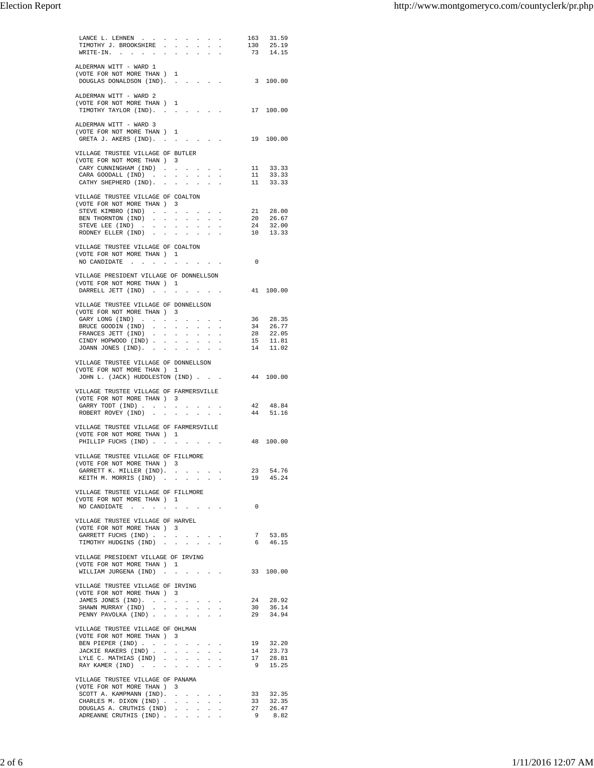| | | |
|---|---|---|
| LANCE L. LEHNEN | 163 | 31.59 |
| TIMOTHY J. BROOKSHIRE | 130 | 25.19 |
| WRITE-IN. | 73 | 14.15 |

ALDERMAN WITT - WARD 1
(VOTE FOR NOT MORE THAN ) 1

| | | |
|---|---|---|
| DOUGLAS DONALDSON (IND). | 3 | 100.00 |

ALDERMAN WITT - WARD 2
(VOTE FOR NOT MORE THAN ) 1

| | | |
|---|---|---|
| TIMOTHY TAYLOR (IND). | 17 | 100.00 |

ALDERMAN WITT - WARD 3
(VOTE FOR NOT MORE THAN ) 1

| | | |
|---|---|---|
| GRETA J. AKERS (IND). | 19 | 100.00 |

VILLAGE TRUSTEE VILLAGE OF BUTLER
(VOTE FOR NOT MORE THAN ) 3

| | | |
|---|---|---|
| CARY CUNNINGHAM (IND) | 11 | 33.33 |
| CARA GOODALL (IND) | 11 | 33.33 |
| CATHY SHEPHERD (IND). | 11 | 33.33 |

VILLAGE TRUSTEE VILLAGE OF COALTON
(VOTE FOR NOT MORE THAN ) 3

| | | |
|---|---|---|
| STEVE KIMBRO (IND) | 21 | 28.00 |
| BEN THORNTON (IND) | 20 | 26.67 |
| STEVE LEE (IND) | 24 | 32.00 |
| RODNEY ELLER (IND) | 10 | 13.33 |

VILLAGE TRUSTEE VILLAGE OF COALTON
(VOTE FOR NOT MORE THAN ) 1

| | | |
|---|---|---|
| NO CANDIDATE | 0 | |

VILLAGE PRESIDENT VILLAGE OF DONNELLSON
(VOTE FOR NOT MORE THAN ) 1

| | | |
|---|---|---|
| DARRELL JETT (IND) | 41 | 100.00 |

VILLAGE TRUSTEE VILLAGE OF DONNELLSON
(VOTE FOR NOT MORE THAN ) 3

| | | |
|---|---|---|
| GARY LONG (IND) | 36 | 28.35 |
| BRUCE GOODIN (IND) | 34 | 26.77 |
| FRANCES JETT (IND) | 28 | 22.05 |
| CINDY HOPWOOD (IND) | 15 | 11.81 |
| JOANN JONES (IND). | 14 | 11.02 |

VILLAGE TRUSTEE VILLAGE OF DONNELLSON
(VOTE FOR NOT MORE THAN ) 1

| | | |
|---|---|---|
| JOHN L. (JACK) HUDDLESTON (IND) | 44 | 100.00 |

VILLAGE TRUSTEE VILLAGE OF FARMERSVILLE
(VOTE FOR NOT MORE THAN ) 3

| | | |
|---|---|---|
| GARRY TODT (IND) | 42 | 48.84 |
| ROBERT ROVEY (IND) | 44 | 51.16 |

VILLAGE TRUSTEE VILLAGE OF FARMERSVILLE
(VOTE FOR NOT MORE THAN ) 1

| | | |
|---|---|---|
| PHILLIP FUCHS (IND) | 48 | 100.00 |

VILLAGE TRUSTEE VILLAGE OF FILLMORE
(VOTE FOR NOT MORE THAN ) 3

| | | |
|---|---|---|
| GARRETT K. MILLER (IND). | 23 | 54.76 |
| KEITH M. MORRIS (IND) | 19 | 45.24 |

VILLAGE TRUSTEE VILLAGE OF FILLMORE
(VOTE FOR NOT MORE THAN ) 1

| | | |
|---|---|---|
| NO CANDIDATE | 0 | |

VILLAGE TRUSTEE VILLAGE OF HARVEL
(VOTE FOR NOT MORE THAN ) 3

| | | |
|---|---|---|
| GARRETT FUCHS (IND) | 7 | 53.85 |
| TIMOTHY HUDGINS (IND) | 6 | 46.15 |

VILLAGE PRESIDENT VILLAGE OF IRVING
(VOTE FOR NOT MORE THAN ) 1

| | | |
|---|---|---|
| WILLIAM JURGENA (IND) | 33 | 100.00 |

VILLAGE TRUSTEE VILLAGE OF IRVING
(VOTE FOR NOT MORE THAN ) 3

| | | |
|---|---|---|
| JAMES JONES (IND). | 24 | 28.92 |
| SHAWN MURRAY (IND) | 30 | 36.14 |
| PENNY PAVOLKA (IND) | 29 | 34.94 |

VILLAGE TRUSTEE VILLAGE OF OHLMAN
(VOTE FOR NOT MORE THAN ) 3

| | | |
|---|---|---|
| BEN PIEPER (IND) | 19 | 32.20 |
| JACKIE RAKERS (IND) | 14 | 23.73 |
| LYLE C. MATHIAS (IND) | 17 | 28.81 |
| RAY KAMER (IND) | 9 | 15.25 |

VILLAGE TRUSTEE VILLAGE OF PANAMA
(VOTE FOR NOT MORE THAN ) 3

| | | |
|---|---|---|
| SCOTT A. KAMPMANN (IND). | 33 | 32.35 |
| CHARLES M. DIXON (IND) | 33 | 32.35 |
| DOUGLAS A. CRUTHIS (IND) | 27 | 26.47 |
| ADREANNE CRUTHIS (IND) | 9 | 8.82 |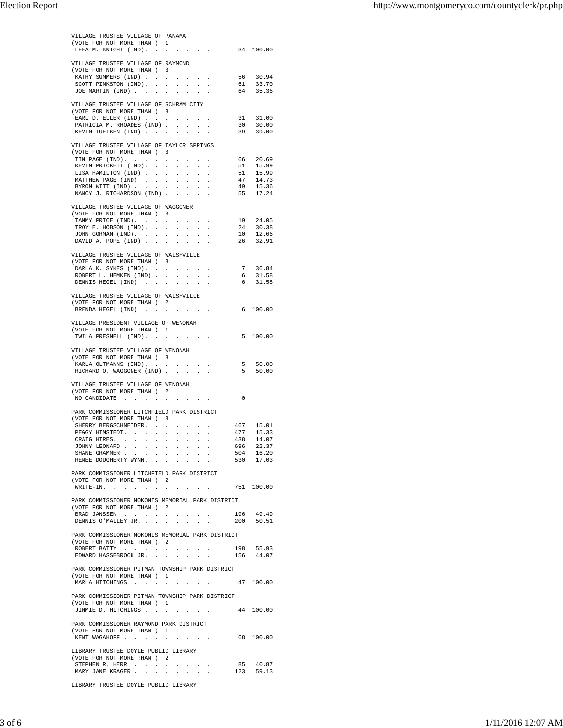VILLAGE TRUSTEE VILLAGE OF PANAMA
(VOTE FOR NOT MORE THAN ) 1

| Candidate | Votes | Percent |
|---|---|---|
| LEEA M. KNIGHT (IND). | 34 | 100.00 |

VILLAGE TRUSTEE VILLAGE OF RAYMOND
(VOTE FOR NOT MORE THAN ) 3

| Candidate | Votes | Percent |
|---|---|---|
| KATHY SUMMERS (IND) | 56 | 30.94 |
| SCOTT PINKSTON (IND). | 61 | 33.70 |
| JOE MARTIN (IND) | 64 | 35.36 |

VILLAGE TRUSTEE VILLAGE OF SCHRAM CITY
(VOTE FOR NOT MORE THAN ) 3

| Candidate | Votes | Percent |
|---|---|---|
| EARL D. ELLER (IND) | 31 | 31.00 |
| PATRICIA M. RHOADES (IND) | 30 | 30.00 |
| KEVIN TUETKEN (IND) | 39 | 39.00 |

VILLAGE TRUSTEE VILLAGE OF TAYLOR SPRINGS
(VOTE FOR NOT MORE THAN ) 3

| Candidate | Votes | Percent |
|---|---|---|
| TIM PAGE (IND). | 66 | 20.69 |
| KEVIN PRICKETT (IND). | 51 | 15.99 |
| LISA HAMILTON (IND) | 51 | 15.99 |
| MATTHEW PAGE (IND) | 47 | 14.73 |
| BYRON WITT (IND) | 49 | 15.36 |
| NANCY J. RICHARDSON (IND) | 55 | 17.24 |

VILLAGE TRUSTEE VILLAGE OF WAGGONER
(VOTE FOR NOT MORE THAN ) 3

| Candidate | Votes | Percent |
|---|---|---|
| TAMMY PRICE (IND). | 19 | 24.05 |
| TROY E. HOBSON (IND). | 24 | 30.38 |
| JOHN GORMAN (IND). | 10 | 12.66 |
| DAVID A. POPE (IND) | 26 | 32.91 |

VILLAGE TRUSTEE VILLAGE OF WALSHVILLE
(VOTE FOR NOT MORE THAN ) 3

| Candidate | Votes | Percent |
|---|---|---|
| DARLA K. SYKES (IND). | 7 | 36.84 |
| ROBERT L. HEMKEN (IND) | 6 | 31.58 |
| DENNIS HEGEL (IND) | 6 | 31.58 |

VILLAGE TRUSTEE VILLAGE OF WALSHVILLE
(VOTE FOR NOT MORE THAN ) 2

| Candidate | Votes | Percent |
|---|---|---|
| BRENDA HEGEL (IND) | 6 | 100.00 |

VILLAGE PRESIDENT VILLAGE OF WENONAH
(VOTE FOR NOT MORE THAN ) 1

| Candidate | Votes | Percent |
|---|---|---|
| TWILA PRESNELL (IND). | 5 | 100.00 |

VILLAGE TRUSTEE VILLAGE OF WENONAH
(VOTE FOR NOT MORE THAN ) 3

| Candidate | Votes | Percent |
|---|---|---|
| KARLA OLTMANNS (IND). | 5 | 50.00 |
| RICHARD O. WAGGONER (IND) | 5 | 50.00 |

VILLAGE TRUSTEE VILLAGE OF WENONAH
(VOTE FOR NOT MORE THAN ) 2

| Candidate | Votes | Percent |
|---|---|---|
| NO CANDIDATE | 0 | |

PARK COMMISSIONER LITCHFIELD PARK DISTRICT
(VOTE FOR NOT MORE THAN ) 3

| Candidate | Votes | Percent |
|---|---|---|
| SHERRY BERGSCHNEIDER. | 467 | 15.01 |
| PEGGY HIMSTEDT. | 477 | 15.33 |
| CRAIG HIRES. | 438 | 14.07 |
| JOHNY LEONARD | 696 | 22.37 |
| SHANE GRAMMER | 504 | 16.20 |
| RENEE DOUGHERTY WYNN. | 530 | 17.03 |

PARK COMMISSIONER LITCHFIELD PARK DISTRICT
(VOTE FOR NOT MORE THAN ) 2

| Candidate | Votes | Percent |
|---|---|---|
| WRITE-IN. | 751 | 100.00 |

PARK COMMISSIONER NOKOMIS MEMORIAL PARK DISTRICT
(VOTE FOR NOT MORE THAN ) 2

| Candidate | Votes | Percent |
|---|---|---|
| BRAD JANSSEN | 196 | 49.49 |
| DENNIS O'MALLEY JR. | 200 | 50.51 |

PARK COMMISSIONER NOKOMIS MEMORIAL PARK DISTRICT
(VOTE FOR NOT MORE THAN ) 2

| Candidate | Votes | Percent |
|---|---|---|
| ROBERT BATTY | 198 | 55.93 |
| EDWARD HASSEBROCK JR. | 156 | 44.07 |

PARK COMMISSIONER PITMAN TOWNSHIP PARK DISTRICT
(VOTE FOR NOT MORE THAN ) 1

| Candidate | Votes | Percent |
|---|---|---|
| MARLA HITCHINGS | 47 | 100.00 |

PARK COMMISSIONER PITMAN TOWNSHIP PARK DISTRICT
(VOTE FOR NOT MORE THAN ) 1

| Candidate | Votes | Percent |
|---|---|---|
| JIMMIE D. HITCHINGS | 44 | 100.00 |

PARK COMMISSIONER RAYMOND PARK DISTRICT
(VOTE FOR NOT MORE THAN ) 1

| Candidate | Votes | Percent |
|---|---|---|
| KENT WAGAHOFF | 68 | 100.00 |

LIBRARY TRUSTEE DOYLE PUBLIC LIBRARY
(VOTE FOR NOT MORE THAN ) 2

| Candidate | Votes | Percent |
|---|---|---|
| STEPHEN R. HERR | 85 | 40.87 |
| MARY JANE KRAGER | 123 | 59.13 |

LIBRARY TRUSTEE DOYLE PUBLIC LIBRARY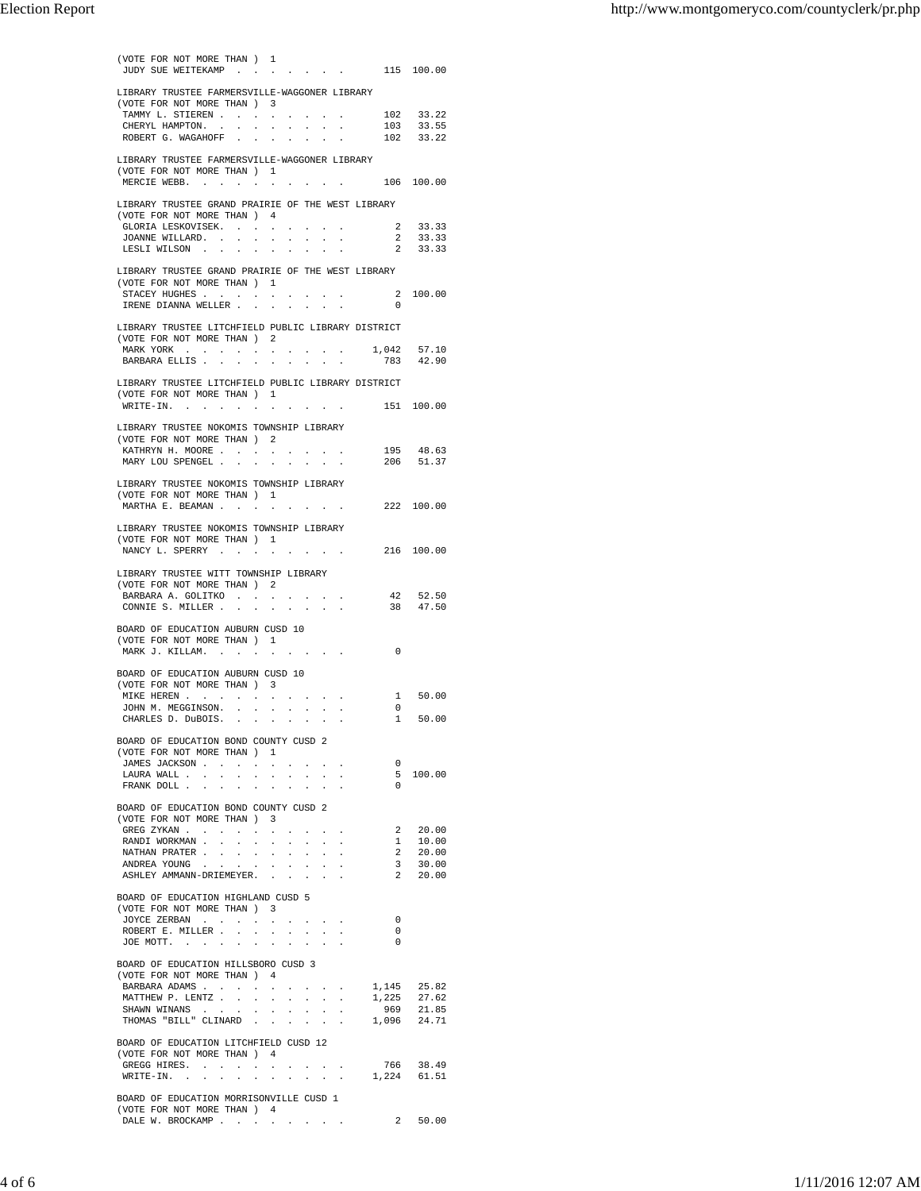(VOTE FOR NOT MORE THAN ) 1

| Candidate | Votes | Percent |
|---|---|---|
| JUDY SUE WEITEKAMP | 115 | 100.00 |

LIBRARY TRUSTEE FARMERSVILLE-WAGGONER LIBRARY
(VOTE FOR NOT MORE THAN ) 3

| Candidate | Votes | Percent |
|---|---|---|
| TAMMY L. STIEREN | 102 | 33.22 |
| CHERYL HAMPTON. | 103 | 33.55 |
| ROBERT G. WAGAHOFF | 102 | 33.22 |

LIBRARY TRUSTEE FARMERSVILLE-WAGGONER LIBRARY
(VOTE FOR NOT MORE THAN ) 1

| Candidate | Votes | Percent |
|---|---|---|
| MERCIE WEBB. | 106 | 100.00 |

LIBRARY TRUSTEE GRAND PRAIRIE OF THE WEST LIBRARY
(VOTE FOR NOT MORE THAN ) 4

| Candidate | Votes | Percent |
|---|---|---|
| GLORIA LESKOVISEK. | 2 | 33.33 |
| JOANNE WILLARD. | 2 | 33.33 |
| LESLI WILSON | 2 | 33.33 |

LIBRARY TRUSTEE GRAND PRAIRIE OF THE WEST LIBRARY
(VOTE FOR NOT MORE THAN ) 1

| Candidate | Votes | Percent |
|---|---|---|
| STACEY HUGHES | 2 | 100.00 |
| IRENE DIANNA WELLER | 0 | |

LIBRARY TRUSTEE LITCHFIELD PUBLIC LIBRARY DISTRICT
(VOTE FOR NOT MORE THAN ) 2

| Candidate | Votes | Percent |
|---|---|---|
| MARK YORK | 1,042 | 57.10 |
| BARBARA ELLIS | 783 | 42.90 |

LIBRARY TRUSTEE LITCHFIELD PUBLIC LIBRARY DISTRICT
(VOTE FOR NOT MORE THAN ) 1

| Candidate | Votes | Percent |
|---|---|---|
| WRITE-IN. | 151 | 100.00 |

LIBRARY TRUSTEE NOKOMIS TOWNSHIP LIBRARY
(VOTE FOR NOT MORE THAN ) 2

| Candidate | Votes | Percent |
|---|---|---|
| KATHRYN H. MOORE | 195 | 48.63 |
| MARY LOU SPENGEL | 206 | 51.37 |

LIBRARY TRUSTEE NOKOMIS TOWNSHIP LIBRARY
(VOTE FOR NOT MORE THAN ) 1

| Candidate | Votes | Percent |
|---|---|---|
| MARTHA E. BEAMAN | 222 | 100.00 |

LIBRARY TRUSTEE NOKOMIS TOWNSHIP LIBRARY
(VOTE FOR NOT MORE THAN ) 1

| Candidate | Votes | Percent |
|---|---|---|
| NANCY L. SPERRY | 216 | 100.00 |

LIBRARY TRUSTEE WITT TOWNSHIP LIBRARY
(VOTE FOR NOT MORE THAN ) 2

| Candidate | Votes | Percent |
|---|---|---|
| BARBARA A. GOLITKO | 42 | 52.50 |
| CONNIE S. MILLER | 38 | 47.50 |

BOARD OF EDUCATION AUBURN CUSD 10
(VOTE FOR NOT MORE THAN ) 1

| Candidate | Votes | Percent |
|---|---|---|
| MARK J. KILLAM. | 0 | |

BOARD OF EDUCATION AUBURN CUSD 10
(VOTE FOR NOT MORE THAN ) 3

| Candidate | Votes | Percent |
|---|---|---|
| MIKE HEREN | 1 | 50.00 |
| JOHN M. MEGGINSON. | 0 | |
| CHARLES D. DuBOIS. | 1 | 50.00 |

BOARD OF EDUCATION BOND COUNTY CUSD 2
(VOTE FOR NOT MORE THAN ) 1

| Candidate | Votes | Percent |
|---|---|---|
| JAMES JACKSON | 0 | |
| LAURA WALL | 5 | 100.00 |
| FRANK DOLL | 0 | |

BOARD OF EDUCATION BOND COUNTY CUSD 2
(VOTE FOR NOT MORE THAN ) 3

| Candidate | Votes | Percent |
|---|---|---|
| GREG ZYKAN | 2 | 20.00 |
| RANDI WORKMAN | 1 | 10.00 |
| NATHAN PRATER | 2 | 20.00 |
| ANDREA YOUNG | 3 | 30.00 |
| ASHLEY AMMANN-DRIEMEYER. | 2 | 20.00 |

BOARD OF EDUCATION HIGHLAND CUSD 5
(VOTE FOR NOT MORE THAN ) 3

| Candidate | Votes | Percent |
|---|---|---|
| JOYCE ZERBAN | 0 | |
| ROBERT E. MILLER | 0 | |
| JOE MOTT. | 0 | |

BOARD OF EDUCATION HILLSBORO CUSD 3
(VOTE FOR NOT MORE THAN ) 4

| Candidate | Votes | Percent |
|---|---|---|
| BARBARA ADAMS | 1,145 | 25.82 |
| MATTHEW P. LENTZ | 1,225 | 27.62 |
| SHAWN WINANS | 969 | 21.85 |
| THOMAS "BILL" CLINARD | 1,096 | 24.71 |

BOARD OF EDUCATION LITCHFIELD CUSD 12
(VOTE FOR NOT MORE THAN ) 4

| Candidate | Votes | Percent |
|---|---|---|
| GREGG HIRES. | 766 | 38.49 |
| WRITE-IN. | 1,224 | 61.51 |

BOARD OF EDUCATION MORRISONVILLE CUSD 1
(VOTE FOR NOT MORE THAN ) 4

| Candidate | Votes | Percent |
|---|---|---|
| DALE W. BROCKAMP | 2 | 50.00 |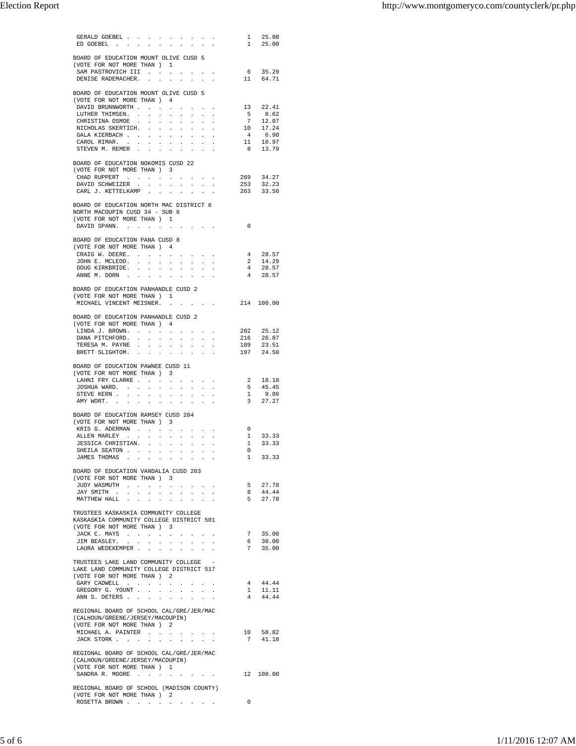| Candidate | Votes | Percent |
|---|---|---|
| GERALD GOEBEL | 1 | 25.00 |
| ED GOEBEL | 1 | 25.00 |

BOARD OF EDUCATION MOUNT OLIVE CUSD 5
(VOTE FOR NOT MORE THAN ) 1

| Candidate | Votes | Percent |
|---|---|---|
| SAM PASTROVICH III | 6 | 35.29 |
| DENISE RADEMACHER. | 11 | 64.71 |

BOARD OF EDUCATION MOUNT OLIVE CUSD 5
(VOTE FOR NOT MORE THAN ) 4

| Candidate | Votes | Percent |
|---|---|---|
| DAVID BRUNNWORTH | 13 | 22.41 |
| LUTHER THIMSEN. | 5 | 8.62 |
| CHRISTINA OSMOE | 7 | 12.07 |
| NICHOLAS SKERTICH. | 10 | 17.24 |
| GALA KIERBACH | 4 | 6.90 |
| CAROL RIMAR. | 11 | 18.97 |
| STEVEN M. REMER | 8 | 13.79 |

BOARD OF EDUCATION NOKOMIS CUSD 22
(VOTE FOR NOT MORE THAN ) 3

| Candidate | Votes | Percent |
|---|---|---|
| CHAD RUPPERT | 269 | 34.27 |
| DAVID SCHWEIZER | 253 | 32.23 |
| CARL J. KETTELKAMP | 263 | 33.50 |

BOARD OF EDUCATION NORTH MAC DISTRICT 6
NORTH MACOUPIN CUSD 34 - SUB 6
(VOTE FOR NOT MORE THAN ) 1

| Candidate | Votes | Percent |
|---|---|---|
| DAVID SPANN. | 0 | |

BOARD OF EDUCATION PANA CUSD 8
(VOTE FOR NOT MORE THAN ) 4

| Candidate | Votes | Percent |
|---|---|---|
| CRAIG W. DEERE. | 4 | 28.57 |
| JOHN E. MCLEOD. | 2 | 14.29 |
| DOUG KIRKBRIDE. | 4 | 28.57 |
| ANNE M. DORN | 4 | 28.57 |

BOARD OF EDUCATION PANHANDLE CUSD 2
(VOTE FOR NOT MORE THAN ) 1

| Candidate | Votes | Percent |
|---|---|---|
| MICHAEL VINCENT MEISNER. | 214 | 100.00 |

BOARD OF EDUCATION PANHANDLE CUSD 2
(VOTE FOR NOT MORE THAN ) 4

| Candidate | Votes | Percent |
|---|---|---|
| LINDA J. BROWN. | 202 | 25.12 |
| DANA PITCHFORD. | 216 | 26.87 |
| TERESA M. PAYNE | 189 | 23.51 |
| BRETT SLIGHTOM. | 197 | 24.50 |

BOARD OF EDUCATION PAWNEE CUSD 11
(VOTE FOR NOT MORE THAN ) 3

| Candidate | Votes | Percent |
|---|---|---|
| LAHNI FRY CLARKE | 2 | 18.18 |
| JOSHUA WARD. | 5 | 45.45 |
| STEVE KERN | 1 | 9.09 |
| AMY WORT. | 3 | 27.27 |

BOARD OF EDUCATION RAMSEY CUSD 204
(VOTE FOR NOT MORE THAN ) 3

| Candidate | Votes | Percent |
|---|---|---|
| KRIS G. ADERMAN | 0 | |
| ALLEN MARLEY | 1 | 33.33 |
| JESSICA CHRISTIAN. | 1 | 33.33 |
| SHEILA SEATON | 0 | |
| JAMES THOMAS | 1 | 33.33 |

BOARD OF EDUCATION VANDALIA CUSD 203
(VOTE FOR NOT MORE THAN ) 3

| Candidate | Votes | Percent |
|---|---|---|
| JUDY WASMUTH | 5 | 27.78 |
| JAY SMITH | 8 | 44.44 |
| MATTHEW HALL | 5 | 27.78 |

TRUSTEES KASKASKIA COMMUNITY COLLEGE
KASKASKIA COMMUNITY COLLEGE DISTRICT 501
(VOTE FOR NOT MORE THAN ) 3

| Candidate | Votes | Percent |
|---|---|---|
| JACK C. MAYS | 7 | 35.00 |
| JIM BEASLEY. | 6 | 30.00 |
| LAURA WEDEKEMPER | 7 | 35.00 |

TRUSTEES LAKE LAND COMMUNITY COLLEGE -
LAKE LAND COMMUNITY COLLEGE DISTRICT 517
(VOTE FOR NOT MORE THAN ) 2

| Candidate | Votes | Percent |
|---|---|---|
| GARY CADWELL | 4 | 44.44 |
| GREGORY G. YOUNT | 1 | 11.11 |
| ANN S. DETERS | 4 | 44.44 |

REGIONAL BOARD OF SCHOOL CAL/GRE/JER/MAC
(CALHOUN/GREENE/JERSEY/MACOUPIN)
(VOTE FOR NOT MORE THAN ) 2

| Candidate | Votes | Percent |
|---|---|---|
| MICHAEL A. PAINTER | 10 | 58.82 |
| JACK STORK | 7 | 41.18 |

REGIONAL BOARD OF SCHOOL CAL/GRE/JER/MAC
(CALHOUN/GREENE/JERSEY/MACOUPIN)
(VOTE FOR NOT MORE THAN ) 1

| Candidate | Votes | Percent |
|---|---|---|
| SANDRA R. MOORE | 12 | 100.00 |

REGIONAL BOARD OF SCHOOL (MADISON COUNTY)
(VOTE FOR NOT MORE THAN ) 2

| Candidate | Votes | Percent |
|---|---|---|
| ROSETTA BROWN | 0 | |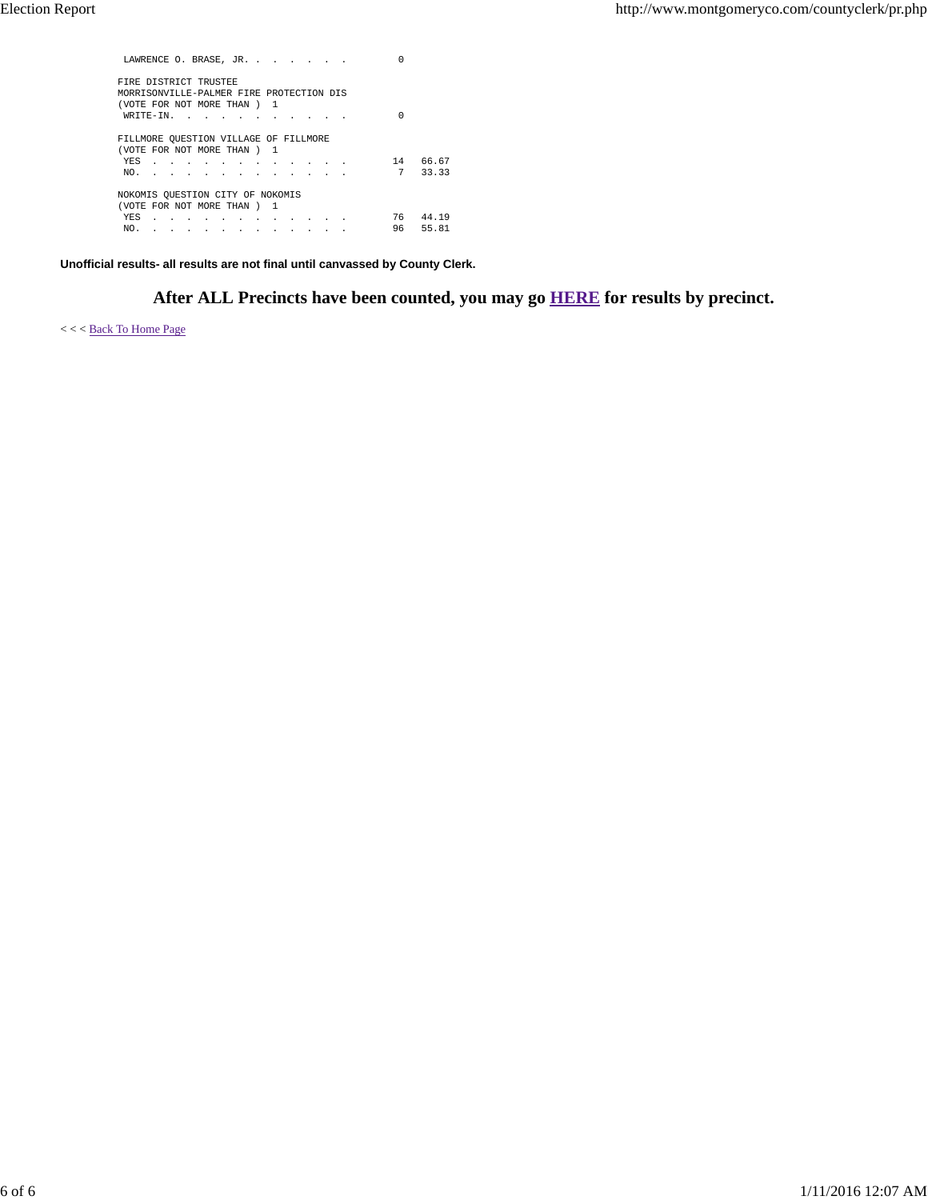```
 LAWRENCE O. BRASE, JR. . . . . . . .        0

FIRE DISTRICT TRUSTEE
MORRISONVILLE-PALMER FIRE PROTECTION DIS
(VOTE FOR NOT MORE THAN )  1
 WRITE-IN. . . . . . . . . . . . .        0

FILLMORE QUESTION VILLAGE OF FILLMORE
(VOTE FOR NOT MORE THAN )  1
 YES  . . . . . . . . . . . . .       14   66.67
 NO.  . . . . . . . . . . . . .        7   33.33

NOKOMIS QUESTION CITY OF NOKOMIS
(VOTE FOR NOT MORE THAN )  1
 YES  . . . . . . . . . . . . .       76   44.19
 NO.  . . . . . . . . . . . . .       96   55.81
```

**Unofficial results- all results are not final until canvassed by County Clerk.**

## After ALL Precincts have been counted, you may go HERE for results by precinct.

< < < Back To Home Page